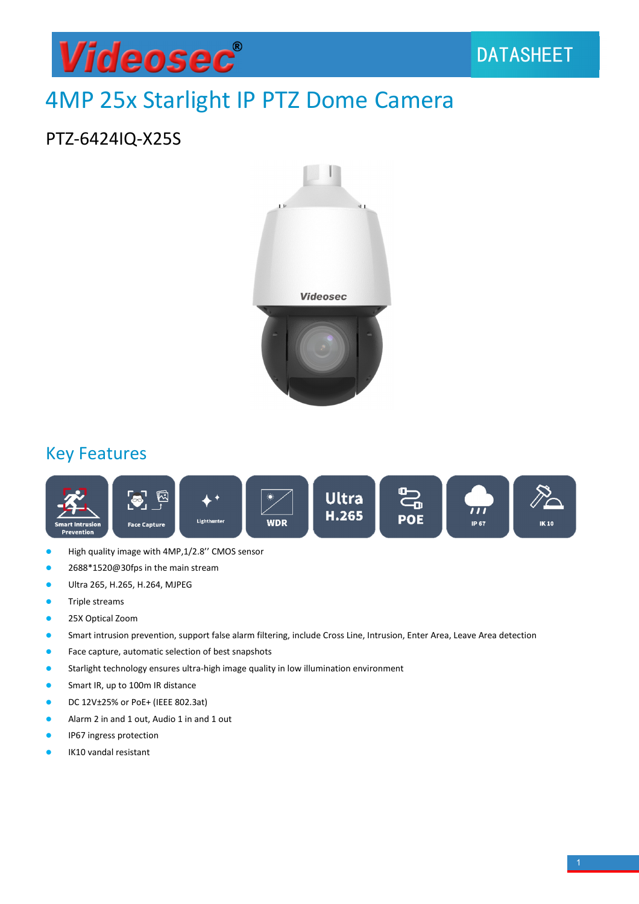Videosec® DATASHEET

# 4MP 25x Starlight IP PTZ Dome Camera

## PTZ-6424IQ-X25S

## Key Features

Smart Intrusion Prevention | Face Capture | Lighthunter | WDR | Ultra H.265 | POE | IP 67 | IK 10

- High quality image with 4MP,1/2.8'' CMOS sensor
- 2688*1520@30fps in the main stream
- Ultra 265, H.265, H.264, MJPEG
- Triple streams
- 25X Optical Zoom
- Smart intrusion prevention, support false alarm filtering, include Cross Line, Intrusion, Enter Area, Leave Area detection
- Face capture, automatic selection of best snapshots
- Starlight technology ensures ultra-high image quality in low illumination environment
- Smart IR, up to 100m IR distance
- DC 12V±25% or PoE+ (IEEE 802.3at)
- Alarm 2 in and 1 out, Audio 1 in and 1 out
- IP67 ingress protection
- IK10 vandal resistant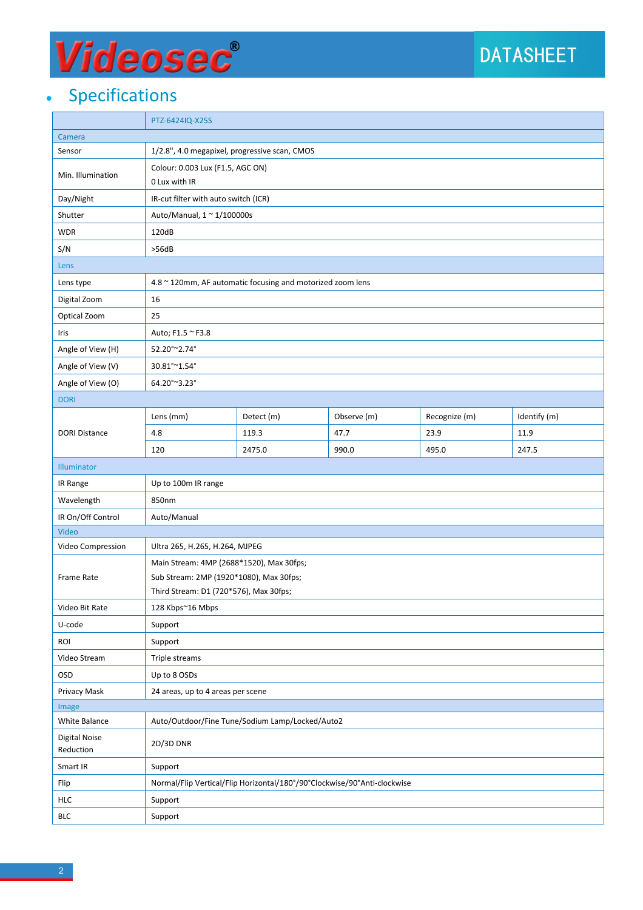## Specifications

| | PTZ-6424IQ-X25S | | | | |
|---|---|---|---|---|---|
| **Camera** | | | | | |
| Sensor | 1/2.8", 4.0 megapixel, progressive scan, CMOS | | | | |
| Min. Illumination | Colour: 0.003 Lux (F1.5, AGC ON)<br>0 Lux with IR | | | | |
| Day/Night | IR-cut filter with auto switch (ICR) | | | | |
| Shutter | Auto/Manual, 1 ~ 1/100000s | | | | |
| WDR | 120dB | | | | |
| S/N | >56dB | | | | |
| **Lens** | | | | | |
| Lens type | 4.8 ~ 120mm, AF automatic focusing and motorized zoom lens | | | | |
| Digital Zoom | 16 | | | | |
| Optical Zoom | 25 | | | | |
| Iris | Auto; F1.5 ~ F3.8 | | | | |
| Angle of View (H) | 52.20°~2.74° | | | | |
| Angle of View (V) | 30.81°~1.54° | | | | |
| Angle of View (O) | 64.20°~3.23° | | | | |
| **DORI** | | | | | |
| DORI Distance | Lens (mm) | Detect (m) | Observe (m) | Recognize (m) | Identify (m) |
| | 4.8 | 119.3 | 47.7 | 23.9 | 11.9 |
| | 120 | 2475.0 | 990.0 | 495.0 | 247.5 |
| **Illuminator** | | | | | |
| IR Range | Up to 100m IR range | | | | |
| Wavelength | 850nm | | | | |
| IR On/Off Control | Auto/Manual | | | | |
| **Video** | | | | | |
| Video Compression | Ultra 265, H.265, H.264, MJPEG | | | | |
| Frame Rate | Main Stream: 4MP (2688*1520), Max 30fps;<br>Sub Stream: 2MP (1920*1080), Max 30fps;<br>Third Stream: D1 (720*576), Max 30fps; | | | | |
| Video Bit Rate | 128 Kbps~16 Mbps | | | | |
| U-code | Support | | | | |
| ROI | Support | | | | |
| Video Stream | Triple streams | | | | |
| OSD | Up to 8 OSDs | | | | |
| Privacy Mask | 24 areas, up to 4 areas per scene | | | | |
| **Image** | | | | | |
| White Balance | Auto/Outdoor/Fine Tune/Sodium Lamp/Locked/Auto2 | | | | |
| Digital Noise Reduction | 2D/3D DNR | | | | |
| Smart IR | Support | | | | |
| Flip | Normal/Flip Vertical/Flip Horizontal/180°/90°Clockwise/90°Anti-clockwise | | | | |
| HLC | Support | | | | |
| BLC | Support | | | | |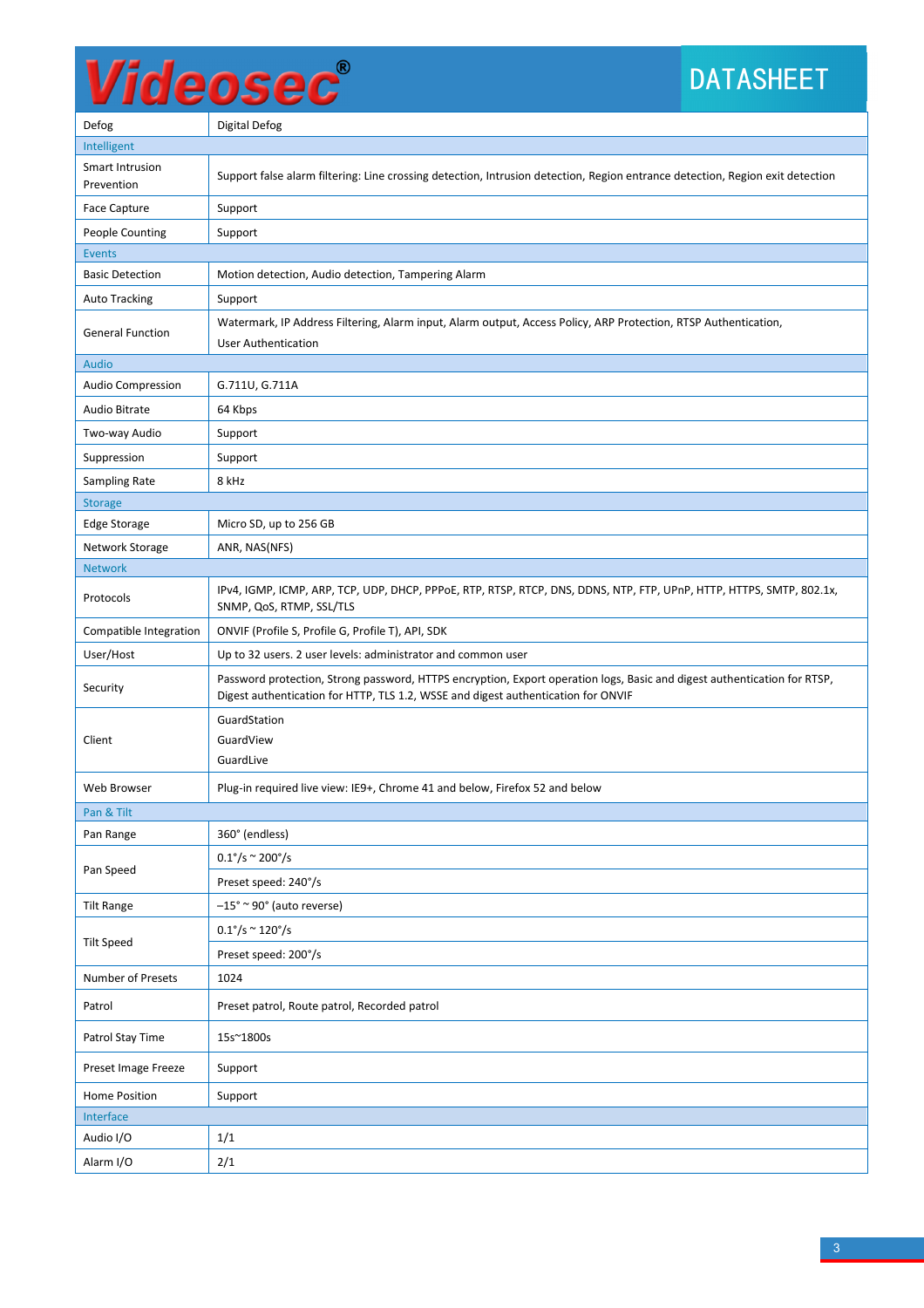| | |
|---|---|
| Defog | Digital Defog |
| **Intelligent** | |
| Smart Intrusion Prevention | Support false alarm filtering: Line crossing detection, Intrusion detection, Region entrance detection, Region exit detection |
| Face Capture | Support |
| People Counting | Support |
| **Events** | |
| Basic Detection | Motion detection, Audio detection, Tampering Alarm |
| Auto Tracking | Support |
| General Function | Watermark, IP Address Filtering, Alarm input, Alarm output, Access Policy, ARP Protection, RTSP Authentication, User Authentication |
| **Audio** | |
| Audio Compression | G.711U, G.711A |
| Audio Bitrate | 64 Kbps |
| Two-way Audio | Support |
| Suppression | Support |
| Sampling Rate | 8 kHz |
| **Storage** | |
| Edge Storage | Micro SD, up to 256 GB |
| Network Storage | ANR, NAS(NFS) |
| **Network** | |
| Protocols | IPv4, IGMP, ICMP, ARP, TCP, UDP, DHCP, PPPoE, RTP, RTSP, RTCP, DNS, DDNS, NTP, FTP, UPnP, HTTP, HTTPS, SMTP, 802.1x, SNMP, QoS, RTMP, SSL/TLS |
| Compatible Integration | ONVIF (Profile S, Profile G, Profile T), API, SDK |
| User/Host | Up to 32 users. 2 user levels: administrator and common user |
| Security | Password protection, Strong password, HTTPS encryption, Export operation logs, Basic and digest authentication for RTSP, Digest authentication for HTTP, TLS 1.2, WSSE and digest authentication for ONVIF |
| Client | GuardStation<br>GuardView<br>GuardLive |
| Web Browser | Plug-in required live view: IE9+, Chrome 41 and below, Firefox 52 and below |
| **Pan & Tilt** | |
| Pan Range | 360° (endless) |
| Pan Speed | 0.1°/s ~ 200°/s<br>Preset speed: 240°/s |
| Tilt Range | –15° ~ 90° (auto reverse) |
| Tilt Speed | 0.1°/s ~ 120°/s<br>Preset speed: 200°/s |
| Number of Presets | 1024 |
| Patrol | Preset patrol, Route patrol, Recorded patrol |
| Patrol Stay Time | 15s~1800s |
| Preset Image Freeze | Support |
| Home Position | Support |
| **Interface** | |
| Audio I/O | 1/1 |
| Alarm I/O | 2/1 |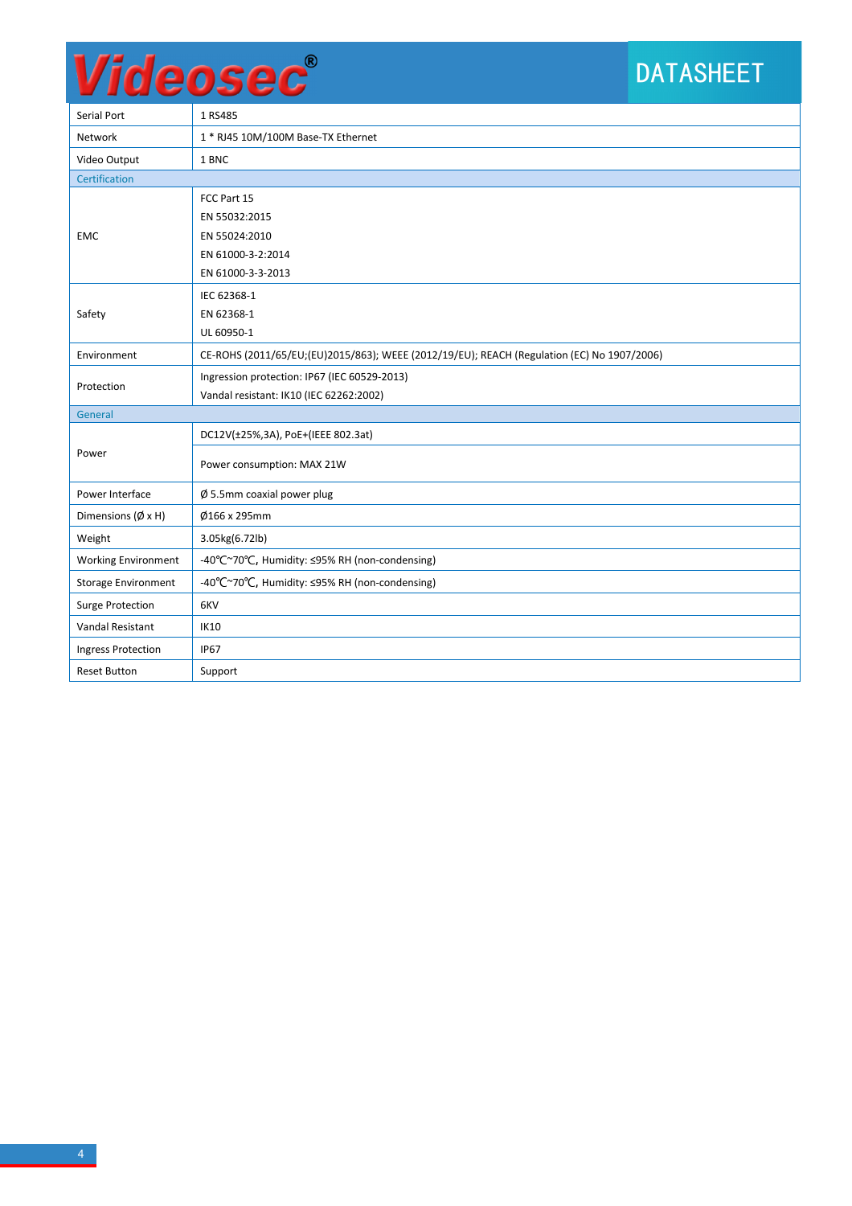| Serial Port | 1 RS485 |
| --- | --- |
| Network | 1 * RJ45 10M/100M Base-TX Ethernet |
| Video Output | 1 BNC |
| **Certification** | |
| EMC | FCC Part 15<br>EN 55032:2015<br>EN 55024:2010<br>EN 61000-3-2:2014<br>EN 61000-3-3-2013 |
| Safety | IEC 62368-1<br>EN 62368-1<br>UL 60950-1 |
| Environment | CE-ROHS (2011/65/EU;(EU)2015/863); WEEE (2012/19/EU); REACH (Regulation (EC) No 1907/2006) |
| Protection | Ingression protection: IP67 (IEC 60529-2013)<br>Vandal resistant: IK10 (IEC 62262:2002) |
| **General** | |
| Power | DC12V(±25%,3A), PoE+(IEEE 802.3at)<br>Power consumption: MAX 21W |
| Power Interface | Ø 5.5mm coaxial power plug |
| Dimensions (Ø x H) | Ø166 x 295mm |
| Weight | 3.05kg(6.72lb) |
| Working Environment | -40℃~70℃, Humidity: ≤95% RH (non-condensing) |
| Storage Environment | -40℃~70℃, Humidity: ≤95% RH (non-condensing) |
| Surge Protection | 6KV |
| Vandal Resistant | IK10 |
| Ingress Protection | IP67 |
| Reset Button | Support |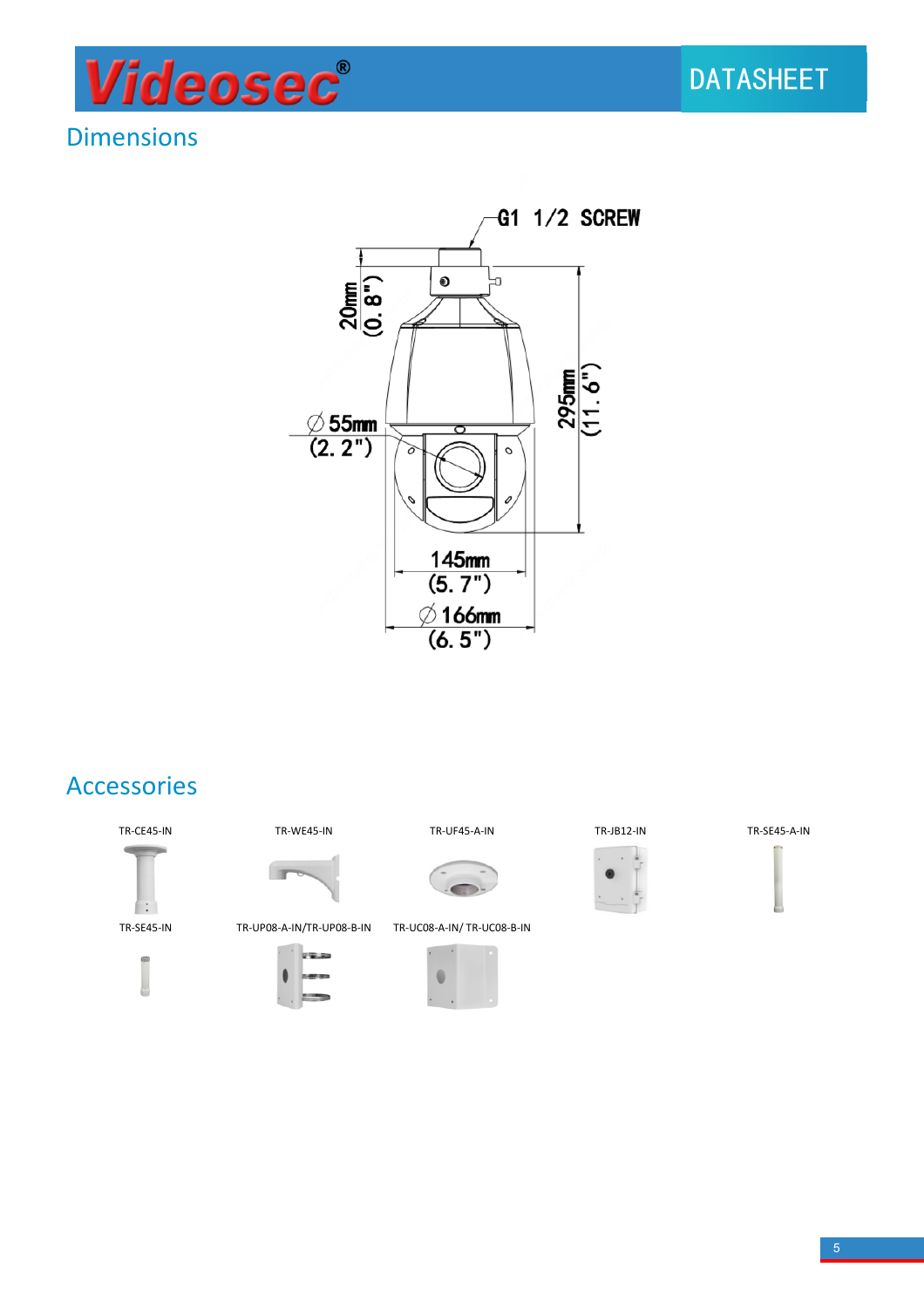## Dimensions

G1 1/2 SCREW

20mm (0.8")

295mm (11.6")

∅55mm (2.2")

145mm (5.7")

∅166mm (6.5")

## Accessories

TR-CE45-IN

TR-WE45-IN

TR-UF45-A-IN

TR-JB12-IN

TR-SE45-A-IN

TR-SE45-IN

TR-UP08-A-IN/TR-UP08-B-IN

TR-UC08-A-IN/ TR-UC08-B-IN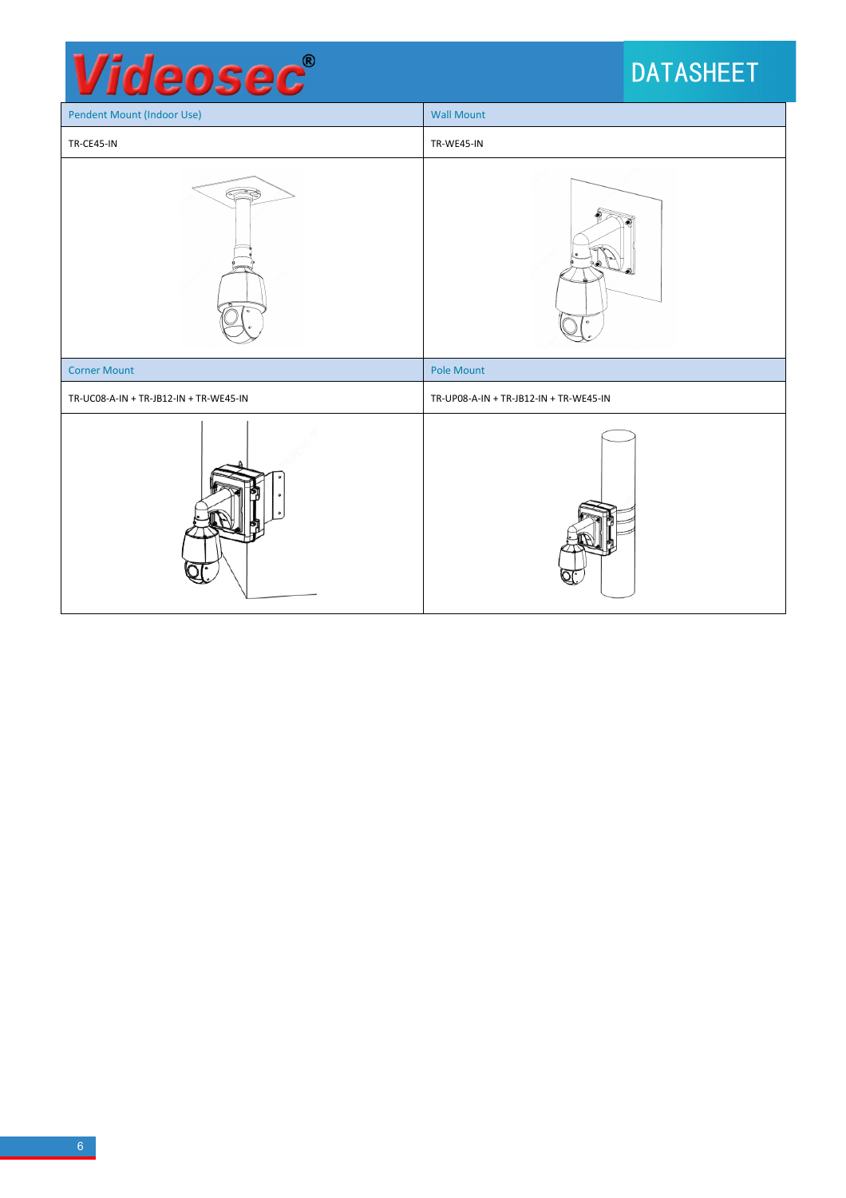| Pendent Mount (Indoor Use) | Wall Mount |
| --- | --- |
| TR-CE45-IN | TR-WE45-IN |
| | |
| **Corner Mount** | **Pole Mount** |
| TR-UC08-A-IN + TR-JB12-IN + TR-WE45-IN | TR-UP08-A-IN + TR-JB12-IN + TR-WE45-IN |
| | |